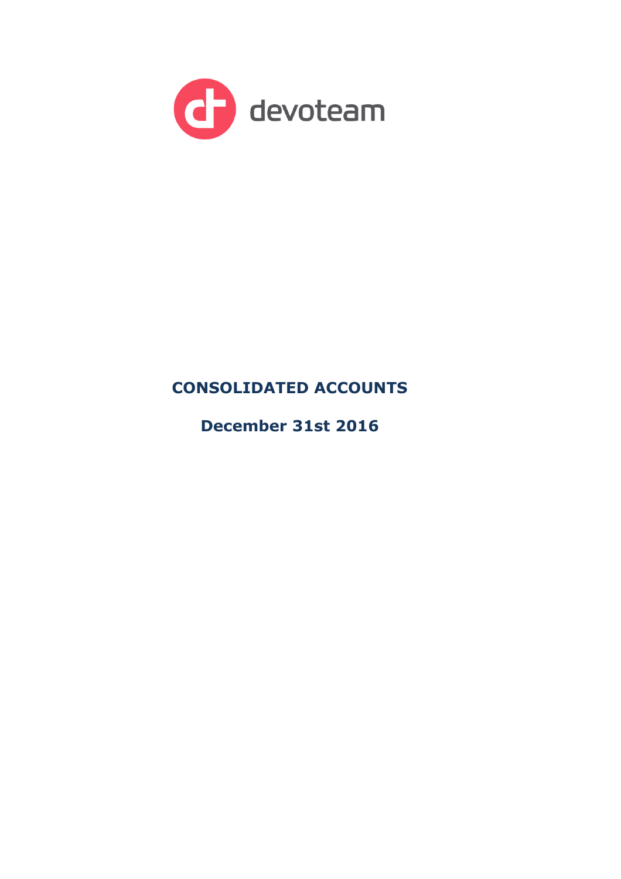devoteam

# CONSOLIDATED ACCOUNTS

## December 31st 2016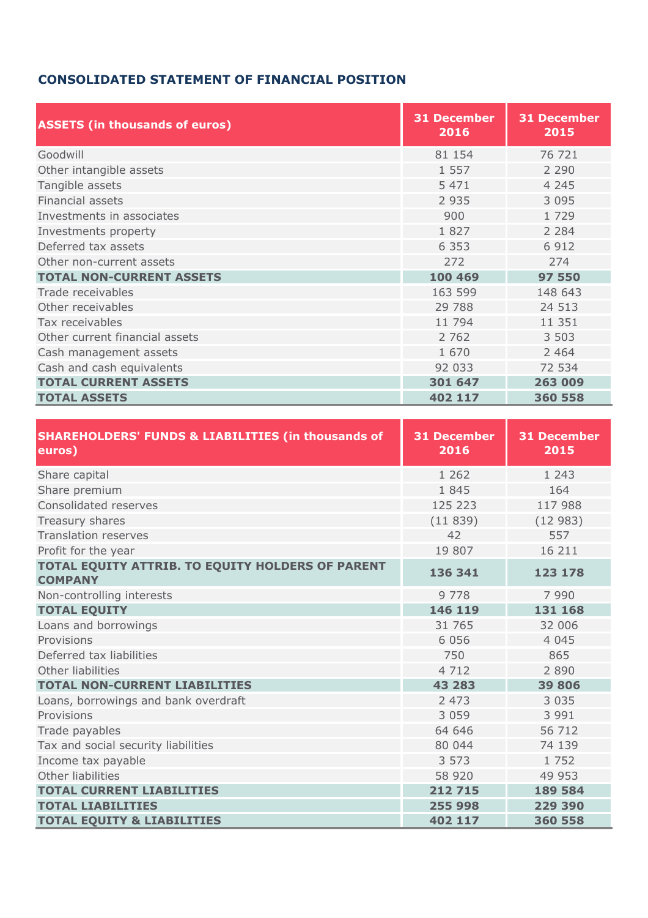## CONSOLIDATED STATEMENT OF FINANCIAL POSITION

| ASSETS (in thousands of euros) | 31 December 2016 | 31 December 2015 |
|---|---|---|
| Goodwill | 81 154 | 76 721 |
| Other intangible assets | 1 557 | 2 290 |
| Tangible assets | 5 471 | 4 245 |
| Financial assets | 2 935 | 3 095 |
| Investments in associates | 900 | 1 729 |
| Investments property | 1 827 | 2 284 |
| Deferred tax assets | 6 353 | 6 912 |
| Other non-current assets | 272 | 274 |
| **TOTAL NON-CURRENT ASSETS** | **100 469** | **97 550** |
| Trade receivables | 163 599 | 148 643 |
| Other receivables | 29 788 | 24 513 |
| Tax receivables | 11 794 | 11 351 |
| Other current financial assets | 2 762 | 3 503 |
| Cash management assets | 1 670 | 2 464 |
| Cash and cash equivalents | 92 033 | 72 534 |
| **TOTAL CURRENT ASSETS** | **301 647** | **263 009** |
| **TOTAL ASSETS** | **402 117** | **360 558** |

| SHAREHOLDERS' FUNDS & LIABILITIES (in thousands of euros) | 31 December 2016 | 31 December 2015 |
|---|---|---|
| Share capital | 1 262 | 1 243 |
| Share premium | 1 845 | 164 |
| Consolidated reserves | 125 223 | 117 988 |
| Treasury shares | (11 839) | (12 983) |
| Translation reserves | 42 | 557 |
| Profit for the year | 19 807 | 16 211 |
| **TOTAL EQUITY ATTRIB. TO EQUITY HOLDERS OF PARENT COMPANY** | **136 341** | **123 178** |
| Non-controlling interests | 9 778 | 7 990 |
| **TOTAL EQUITY** | **146 119** | **131 168** |
| Loans and borrowings | 31 765 | 32 006 |
| Provisions | 6 056 | 4 045 |
| Deferred tax liabilities | 750 | 865 |
| Other liabilities | 4 712 | 2 890 |
| **TOTAL NON-CURRENT LIABILITIES** | **43 283** | **39 806** |
| Loans, borrowings and bank overdraft | 2 473 | 3 035 |
| Provisions | 3 059 | 3 991 |
| Trade payables | 64 646 | 56 712 |
| Tax and social security liabilities | 80 044 | 74 139 |
| Income tax payable | 3 573 | 1 752 |
| Other liabilities | 58 920 | 49 953 |
| **TOTAL CURRENT LIABILITIES** | **212 715** | **189 584** |
| **TOTAL LIABILITIES** | **255 998** | **229 390** |
| **TOTAL EQUITY & LIABILITIES** | **402 117** | **360 558** |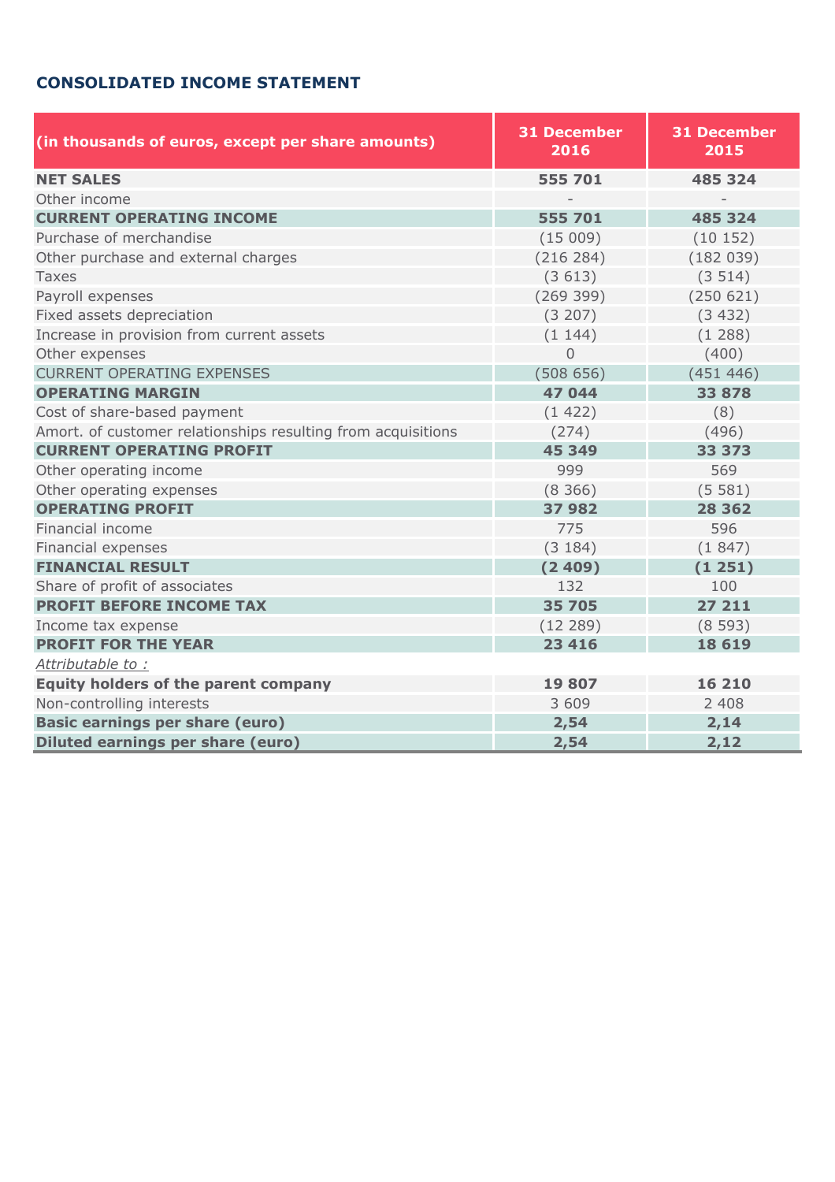## CONSOLIDATED INCOME STATEMENT

| (in thousands of euros, except per share amounts) | 31 December 2016 | 31 December 2015 |
|---|---|---|
| **NET SALES** | **555 701** | **485 324** |
| Other income | - | - |
| **CURRENT OPERATING INCOME** | **555 701** | **485 324** |
| Purchase of merchandise | (15 009) | (10 152) |
| Other purchase and external charges | (216 284) | (182 039) |
| Taxes | (3 613) | (3 514) |
| Payroll expenses | (269 399) | (250 621) |
| Fixed assets depreciation | (3 207) | (3 432) |
| Increase in provision from current assets | (1 144) | (1 288) |
| Other expenses | 0 | (400) |
| CURRENT OPERATING EXPENSES | (508 656) | (451 446) |
| **OPERATING MARGIN** | **47 044** | **33 878** |
| Cost of share-based payment | (1 422) | (8) |
| Amort. of customer relationships resulting from acquisitions | (274) | (496) |
| **CURRENT OPERATING PROFIT** | **45 349** | **33 373** |
| Other operating income | 999 | 569 |
| Other operating expenses | (8 366) | (5 581) |
| **OPERATING PROFIT** | **37 982** | **28 362** |
| Financial income | 775 | 596 |
| Financial expenses | (3 184) | (1 847) |
| **FINANCIAL RESULT** | **(2 409)** | **(1 251)** |
| Share of profit of associates | 132 | 100 |
| **PROFIT BEFORE INCOME TAX** | **35 705** | **27 211** |
| Income tax expense | (12 289) | (8 593) |
| **PROFIT FOR THE YEAR** | **23 416** | **18 619** |
| *Attributable to :* | | |
| **Equity holders of the parent company** | **19 807** | **16 210** |
| Non-controlling interests | 3 609 | 2 408 |
| **Basic earnings per share (euro)** | **2,54** | **2,14** |
| **Diluted earnings per share (euro)** | **2,54** | **2,12** |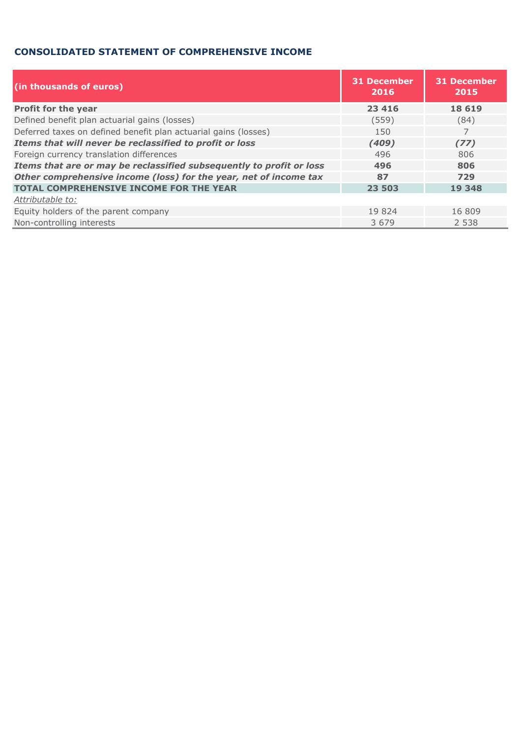## CONSOLIDATED STATEMENT OF COMPREHENSIVE INCOME

| (in thousands of euros) | 31 December 2016 | 31 December 2015 |
|---|---|---|
| **Profit for the year** | **23 416** | **18 619** |
| Defined benefit plan actuarial gains (losses) | (559) | (84) |
| Deferred taxes on defined benefit plan actuarial gains (losses) | 150 | 7 |
| ***Items that will never be reclassified to profit or loss*** | ***(409)*** | ***(77)*** |
| Foreign currency translation differences | 496 | 806 |
| ***Items that are or may be reclassified subsequently to profit or loss*** | **496** | **806** |
| ***Other comprehensive income (loss) for the year, net of income tax*** | **87** | **729** |
| **TOTAL COMPREHENSIVE INCOME FOR THE YEAR** | **23 503** | **19 348** |
| *Attributable to:* | | |
| Equity holders of the parent company | 19 824 | 16 809 |
| Non-controlling interests | 3 679 | 2 538 |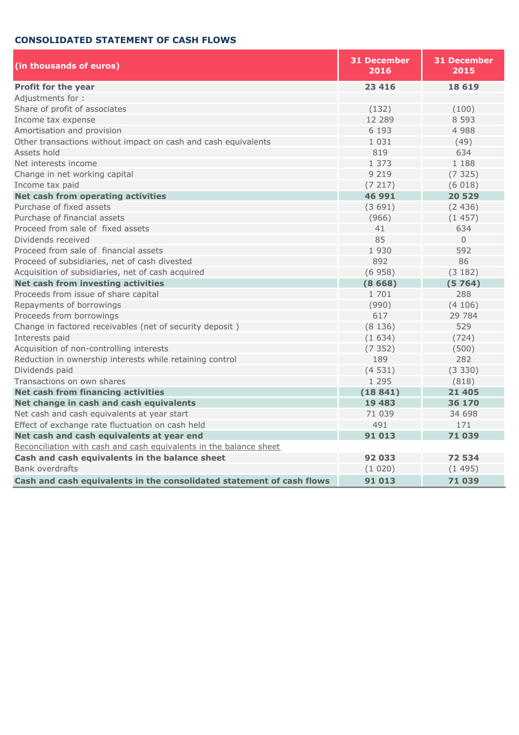## CONSOLIDATED STATEMENT OF CASH FLOWS

| (in thousands of euros) | 31 December 2016 | 31 December 2015 |
|---|---|---|
| **Profit for the year** | **23 416** | **18 619** |
| Adjustments for : | | |
| Share of profit of associates | (132) | (100) |
| Income tax expense | 12 289 | 8 593 |
| Amortisation and provision | 6 193 | 4 988 |
| Other transactions without impact on cash and cash equivalents | 1 031 | (49) |
| Assets hold | 819 | 634 |
| Net interests income | 1 373 | 1 188 |
| Change in net working capital | 9 219 | (7 325) |
| Income tax paid | (7 217) | (6 018) |
| **Net cash from operating activities** | **46 991** | **20 529** |
| Purchase of fixed assets | (3 691) | (2 436) |
| Purchase of financial assets | (966) | (1 457) |
| Proceed from sale of fixed assets | 41 | 634 |
| Dividends received | 85 | 0 |
| Proceed from sale of financial assets | 1 930 | 592 |
| Proceed of subsidiaries, net of cash divested | 892 | 86 |
| Acquisition of subsidiaries, net of cash acquired | (6 958) | (3 182) |
| **Net cash from investing activities** | **(8 668)** | **(5 764)** |
| Proceeds from issue of share capital | 1 701 | 288 |
| Repayments of borrowings | (990) | (4 106) |
| Proceeds from borrowings | 617 | 29 784 |
| Change in factored receivables (net of security deposit ) | (8 136) | 529 |
| Interests paid | (1 634) | (724) |
| Acquisition of non-controlling interests | (7 352) | (500) |
| Reduction in ownership interests while retaining control | 189 | 282 |
| Dividends paid | (4 531) | (3 330) |
| Transactions on own shares | 1 295 | (818) |
| **Net cash from financing activities** | **(18 841)** | **21 405** |
| **Net change in cash and cash equivalents** | **19 483** | **36 170** |
| Net cash and cash equivalents at year start | 71 039 | 34 698 |
| Effect of exchange rate fluctuation on cash held | 491 | 171 |
| **Net cash and cash equivalents at year end** | **91 013** | **71 039** |
| Reconciliation with cash and cash equivalents in the balance sheet | | |
| **Cash and cash equivalents in the balance sheet** | **92 033** | **72 534** |
| Bank overdrafts | (1 020) | (1 495) |
| **Cash and cash equivalents in the consolidated statement of cash flows** | **91 013** | **71 039** |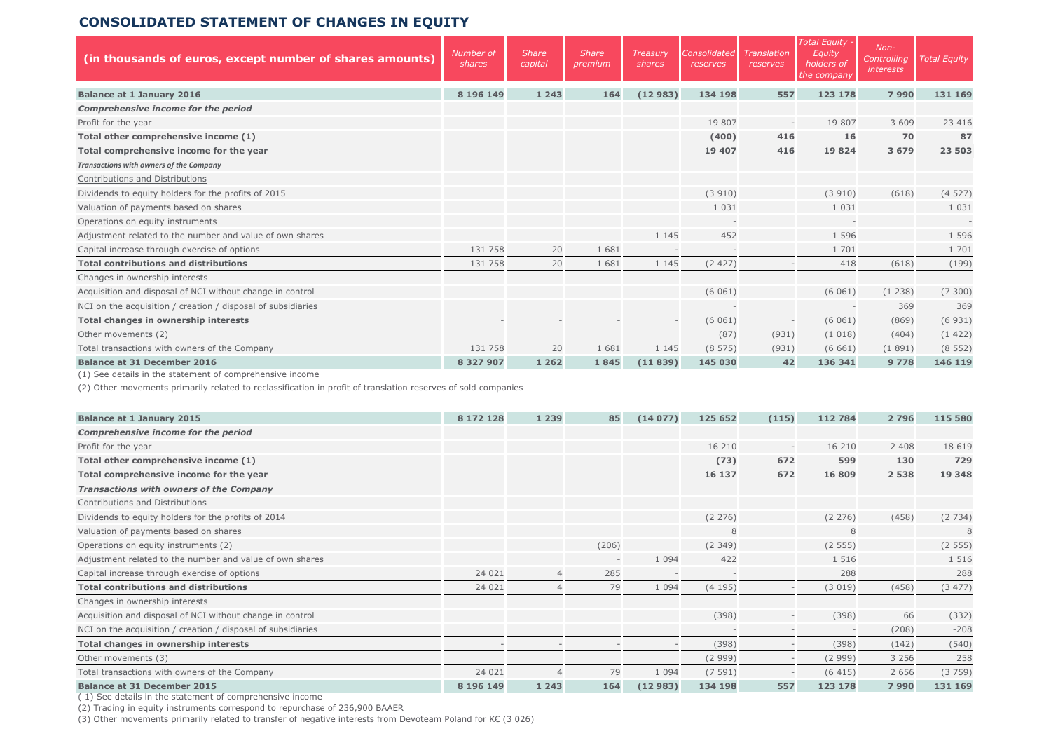## CONSOLIDATED STATEMENT OF CHANGES IN EQUITY

| (in thousands of euros, except number of shares amounts) | Number of shares | Share capital | Share premium | Treasury shares | Consolidated reserves | Translation reserves | Total Equity - Equity holders of the company | Non-Controlling interests | Total Equity |
|---|---|---|---|---|---|---|---|---|---|
| **Balance at 1 January 2016** | **8 196 149** | **1 243** | **164** | **(12 983)** | **134 198** | **557** | **123 178** | **7 990** | **131 169** |
| ***Comprehensive income for the period*** | | | | | | | | | |
| Profit for the year | | | | | 19 807 | - | 19 807 | 3 609 | 23 416 |
| **Total other comprehensive income (1)** | | | | | **(400)** | **416** | **16** | **70** | **87** |
| **Total comprehensive income for the year** | | | | | **19 407** | **416** | **19 824** | **3 679** | **23 503** |
| ***Transactions with owners of the Company*** | | | | | | | | | |
| Contributions and Distributions | | | | | | | | | |
| Dividends to equity holders for the profits of 2015 | | | | | (3 910) | | (3 910) | (618) | (4 527) |
| Valuation of payments based on shares | | | | | 1 031 | | 1 031 | | 1 031 |
| Operations on equity instruments | | | | | - | | - | | - |
| Adjustment related to the number and value of own shares | | | | 1 145 | 452 | | 1 596 | | 1 596 |
| Capital increase through exercise of options | 131 758 | 20 | 1 681 | - | - | | 1 701 | | 1 701 |
| **Total contributions and distributions** | 131 758 | 20 | 1 681 | 1 145 | (2 427) | - | 418 | (618) | (199) |
| Changes in ownership interests | | | | | | | | | |
| Acquisition and disposal of NCI without change in control | | | | | (6 061) | | (6 061) | (1 238) | (7 300) |
| NCI on the acquisition / creation / disposal of subsidiaries | | | | | - | | - | 369 | 369 |
| **Total changes in ownership interests** | - | - | - | - | (6 061) | - | (6 061) | (869) | (6 931) |
| Other movements (2) | | | | | (87) | (931) | (1 018) | (404) | (1 422) |
| Total transactions with owners of the Company | 131 758 | 20 | 1 681 | 1 145 | (8 575) | (931) | (6 661) | (1 891) | (8 552) |
| **Balance at 31 December 2016** | **8 327 907** | **1 262** | **1 845** | **(11 839)** | **145 030** | **42** | **136 341** | **9 778** | **146 119** |

(1) See details in the statement of comprehensive income

(2) Other movements primarily related to reclassification in profit of translation reserves of sold companies

| (in thousands of euros, except number of shares amounts) | Number of shares | Share capital | Share premium | Treasury shares | Consolidated reserves | Translation reserves | Total Equity - Equity holders of the company | Non-Controlling interests | Total Equity |
|---|---|---|---|---|---|---|---|---|---|
| **Balance at 1 January 2015** | **8 172 128** | **1 239** | **85** | **(14 077)** | **125 652** | **(115)** | **112 784** | **2 796** | **115 580** |
| ***Comprehensive income for the period*** | | | | | | | | | |
| Profit for the year | | | | | 16 210 | - | 16 210 | 2 408 | 18 619 |
| **Total other comprehensive income (1)** | | | | | **(73)** | **672** | **599** | **130** | **729** |
| **Total comprehensive income for the year** | | | | | **16 137** | **672** | **16 809** | **2 538** | **19 348** |
| ***Transactions with owners of the Company*** | | | | | | | | | |
| Contributions and Distributions | | | | | | | | | |
| Dividends to equity holders for the profits of 2014 | | | | | (2 276) | | (2 276) | (458) | (2 734) |
| Valuation of payments based on shares | | | | | 8 | | 8 | | 8 |
| Operations on equity instruments (2) | | | (206) | | (2 349) | | (2 555) | | (2 555) |
| Adjustment related to the number and value of own shares | | | - | 1 094 | 422 | | 1 516 | | 1 516 |
| Capital increase through exercise of options | 24 021 | 4 | 285 | - | - | | 288 | | 288 |
| **Total contributions and distributions** | 24 021 | 4 | 79 | 1 094 | (4 195) | - | (3 019) | (458) | (3 477) |
| Changes in ownership interests | | | | | | | | | |
| Acquisition and disposal of NCI without change in control | | | | | (398) | - | (398) | 66 | (332) |
| NCI on the acquisition / creation / disposal of subsidiaries | | | | | - | - | - | (208) | -208 |
| **Total changes in ownership interests** | - | - | - | - | (398) | - | (398) | (142) | (540) |
| Other movements (3) | | | | | (2 999) | - | (2 999) | 3 256 | 258 |
| Total transactions with owners of the Company | 24 021 | 4 | 79 | 1 094 | (7 591) | - | (6 415) | 2 656 | (3 759) |
| **Balance at 31 December 2015** | **8 196 149** | **1 243** | **164** | **(12 983)** | **134 198** | **557** | **123 178** | **7 990** | **131 169** |

( 1) See details in the statement of comprehensive income

(2) Trading in equity instruments correspond to repurchase of 236,900 BAAER

(3) Other movements primarily related to transfer of negative interests from Devoteam Poland for K€ (3 026)